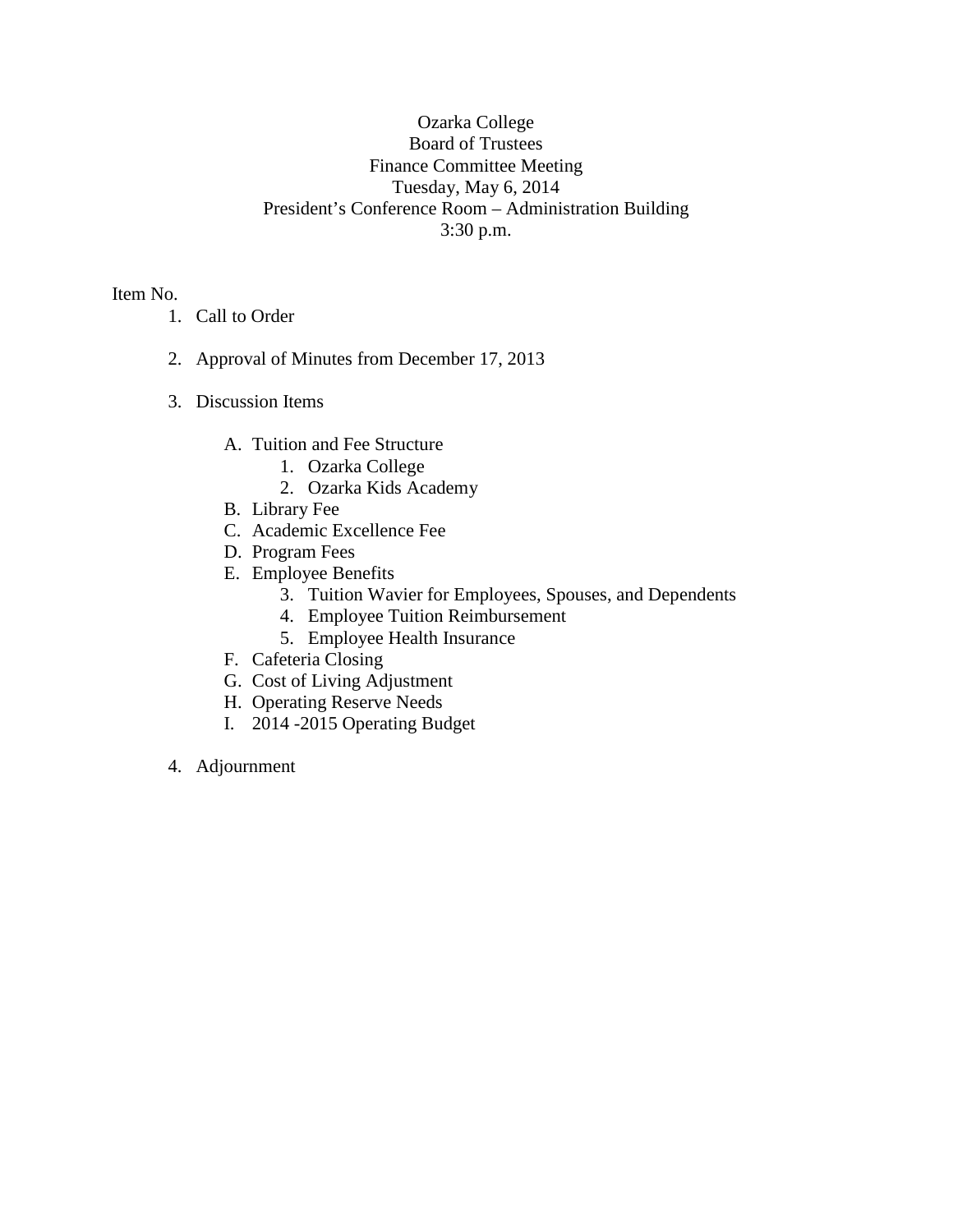Ozarka College
Board of Trustees
Finance Committee Meeting
Tuesday, May 6, 2014
President's Conference Room – Administration Building
3:30 p.m.

Item No.

1. Call to Order

2. Approval of Minutes from December 17, 2013

3. Discussion Items

   A. Tuition and Fee Structure
      1. Ozarka College
      2. Ozarka Kids Academy
   B. Library Fee
   C. Academic Excellence Fee
   D. Program Fees
   E. Employee Benefits
      3. Tuition Wavier for Employees, Spouses, and Dependents
      4. Employee Tuition Reimbursement
      5. Employee Health Insurance
   F. Cafeteria Closing
   G. Cost of Living Adjustment
   H. Operating Reserve Needs
   I. 2014 -2015 Operating Budget

4. Adjournment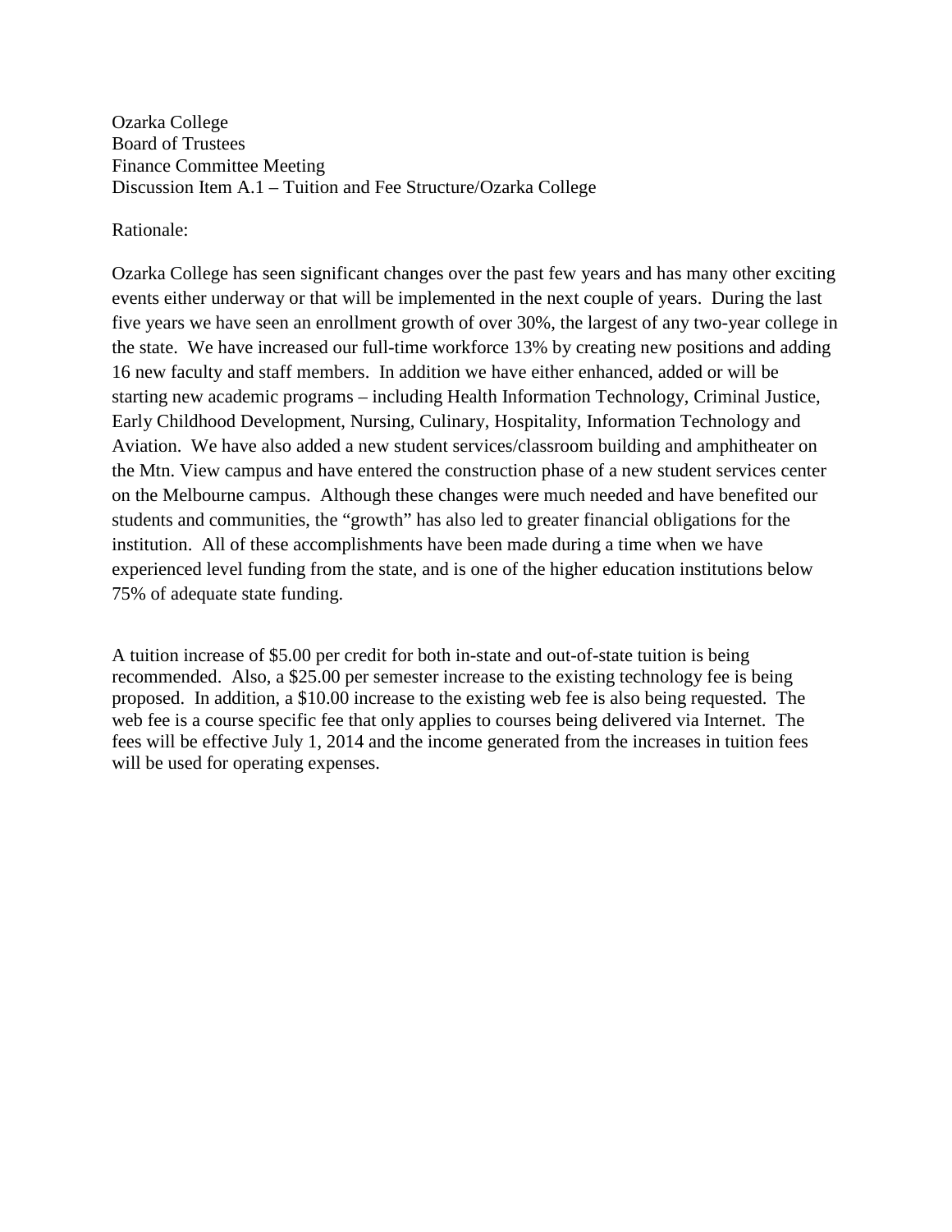Ozarka College
Board of Trustees
Finance Committee Meeting
Discussion Item A.1 – Tuition and Fee Structure/Ozarka College

Rationale:

Ozarka College has seen significant changes over the past few years and has many other exciting events either underway or that will be implemented in the next couple of years. During the last five years we have seen an enrollment growth of over 30%, the largest of any two-year college in the state. We have increased our full-time workforce 13% by creating new positions and adding 16 new faculty and staff members. In addition we have either enhanced, added or will be starting new academic programs – including Health Information Technology, Criminal Justice, Early Childhood Development, Nursing, Culinary, Hospitality, Information Technology and Aviation. We have also added a new student services/classroom building and amphitheater on the Mtn. View campus and have entered the construction phase of a new student services center on the Melbourne campus. Although these changes were much needed and have benefited our students and communities, the "growth" has also led to greater financial obligations for the institution. All of these accomplishments have been made during a time when we have experienced level funding from the state, and is one of the higher education institutions below 75% of adequate state funding.

A tuition increase of $5.00 per credit for both in-state and out-of-state tuition is being recommended. Also, a $25.00 per semester increase to the existing technology fee is being proposed. In addition, a $10.00 increase to the existing web fee is also being requested. The web fee is a course specific fee that only applies to courses being delivered via Internet. The fees will be effective July 1, 2014 and the income generated from the increases in tuition fees will be used for operating expenses.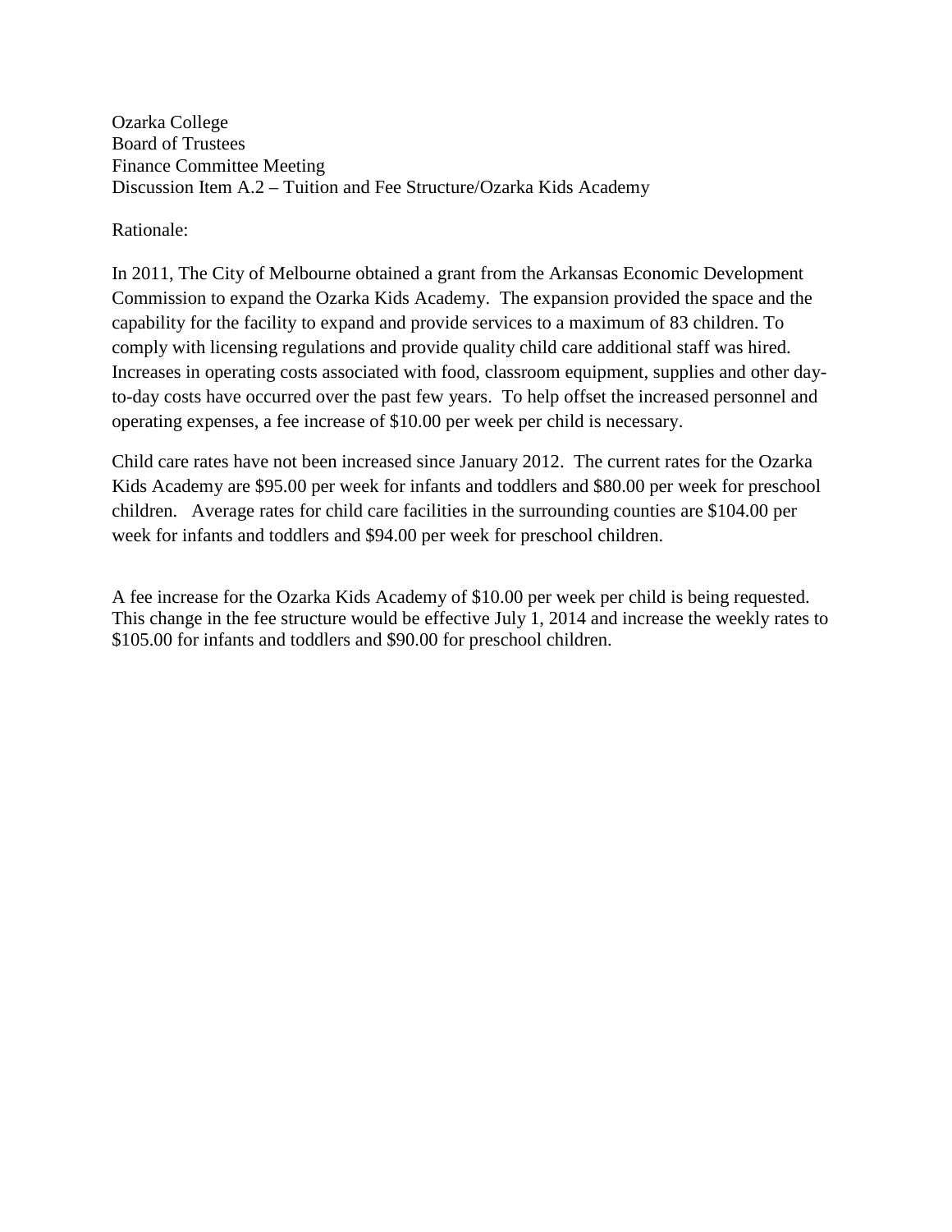Ozarka College
Board of Trustees
Finance Committee Meeting
Discussion Item A.2 – Tuition and Fee Structure/Ozarka Kids Academy

Rationale:

In 2011, The City of Melbourne obtained a grant from the Arkansas Economic Development Commission to expand the Ozarka Kids Academy. The expansion provided the space and the capability for the facility to expand and provide services to a maximum of 83 children. To comply with licensing regulations and provide quality child care additional staff was hired. Increases in operating costs associated with food, classroom equipment, supplies and other day-to-day costs have occurred over the past few years. To help offset the increased personnel and operating expenses, a fee increase of $10.00 per week per child is necessary.

Child care rates have not been increased since January 2012. The current rates for the Ozarka Kids Academy are $95.00 per week for infants and toddlers and $80.00 per week for preschool children. Average rates for child care facilities in the surrounding counties are $104.00 per week for infants and toddlers and $94.00 per week for preschool children.

A fee increase for the Ozarka Kids Academy of $10.00 per week per child is being requested. This change in the fee structure would be effective July 1, 2014 and increase the weekly rates to $105.00 for infants and toddlers and $90.00 for preschool children.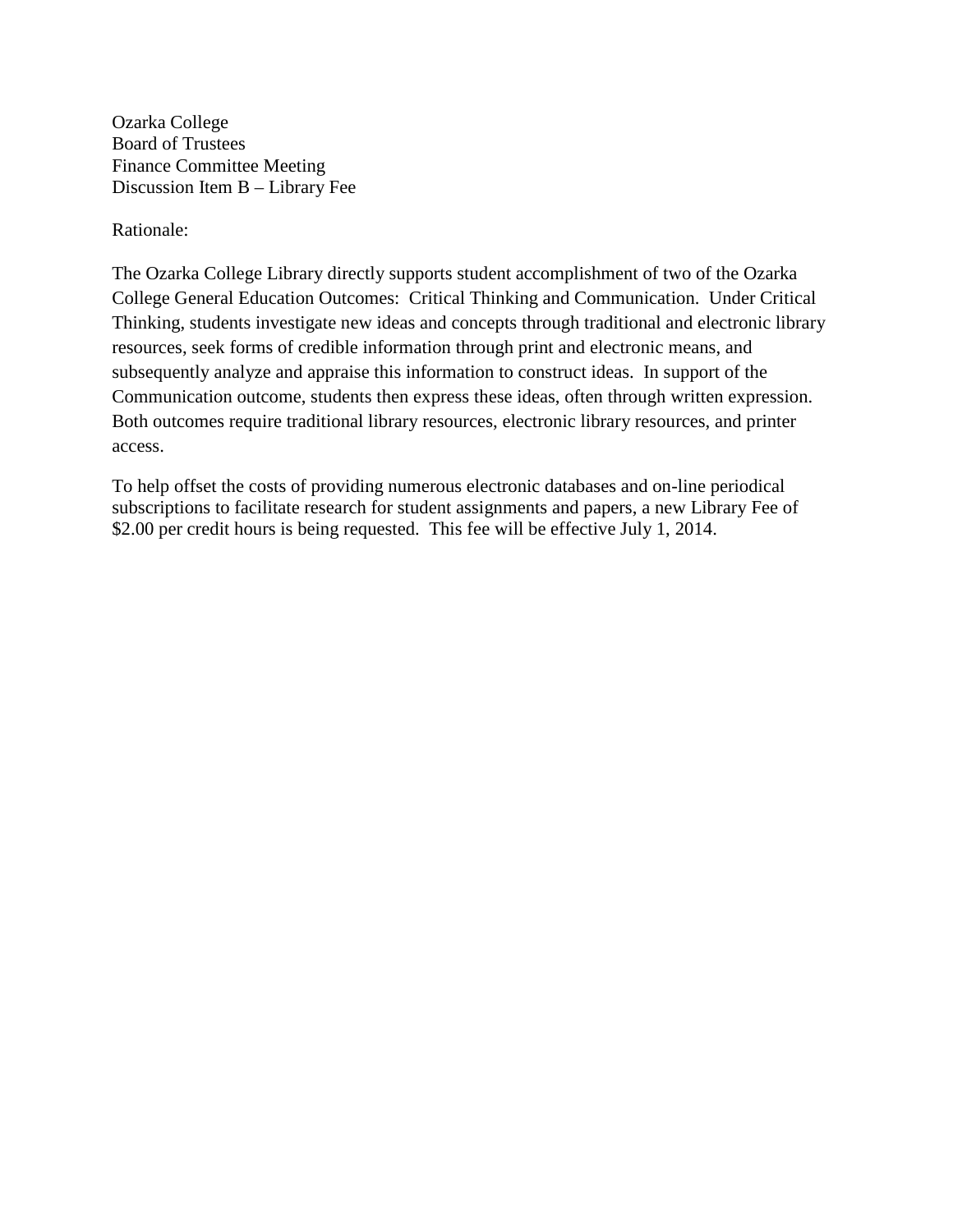Ozarka College
Board of Trustees
Finance Committee Meeting
Discussion Item B – Library Fee

Rationale:

The Ozarka College Library directly supports student accomplishment of two of the Ozarka College General Education Outcomes: Critical Thinking and Communication. Under Critical Thinking, students investigate new ideas and concepts through traditional and electronic library resources, seek forms of credible information through print and electronic means, and subsequently analyze and appraise this information to construct ideas. In support of the Communication outcome, students then express these ideas, often through written expression. Both outcomes require traditional library resources, electronic library resources, and printer access.

To help offset the costs of providing numerous electronic databases and on-line periodical subscriptions to facilitate research for student assignments and papers, a new Library Fee of $2.00 per credit hours is being requested. This fee will be effective July 1, 2014.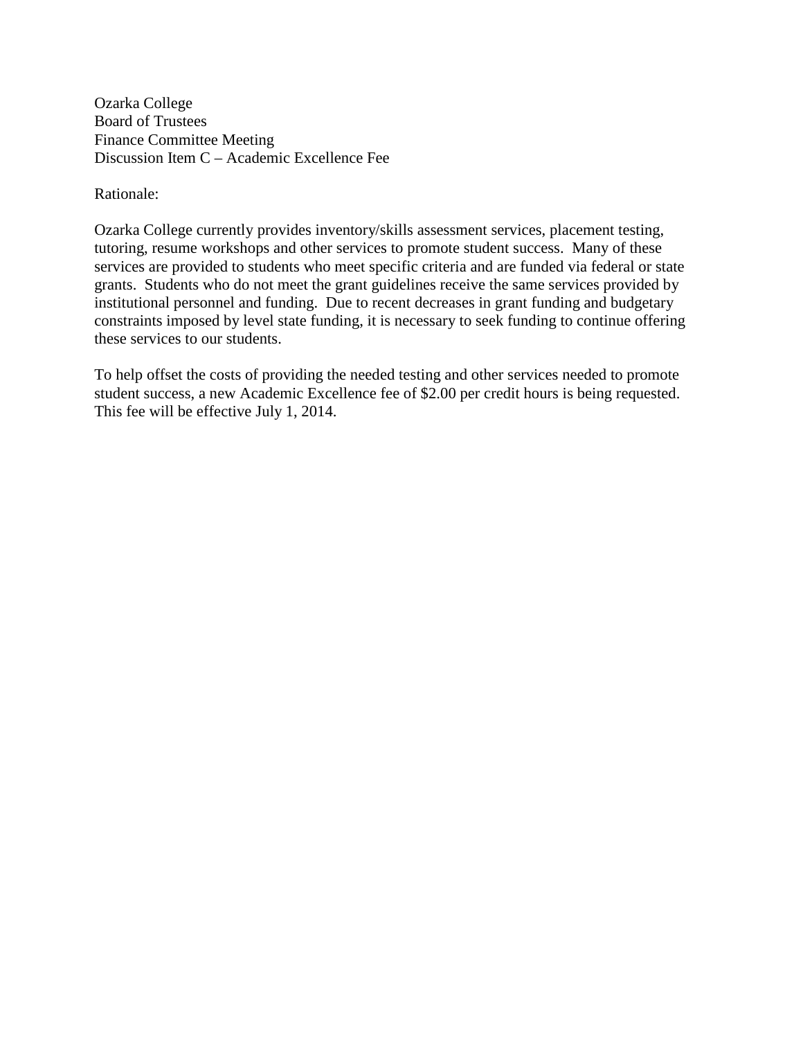Ozarka College
Board of Trustees
Finance Committee Meeting
Discussion Item C – Academic Excellence Fee

Rationale:

Ozarka College currently provides inventory/skills assessment services, placement testing, tutoring, resume workshops and other services to promote student success. Many of these services are provided to students who meet specific criteria and are funded via federal or state grants. Students who do not meet the grant guidelines receive the same services provided by institutional personnel and funding. Due to recent decreases in grant funding and budgetary constraints imposed by level state funding, it is necessary to seek funding to continue offering these services to our students.

To help offset the costs of providing the needed testing and other services needed to promote student success, a new Academic Excellence fee of $2.00 per credit hours is being requested. This fee will be effective July 1, 2014.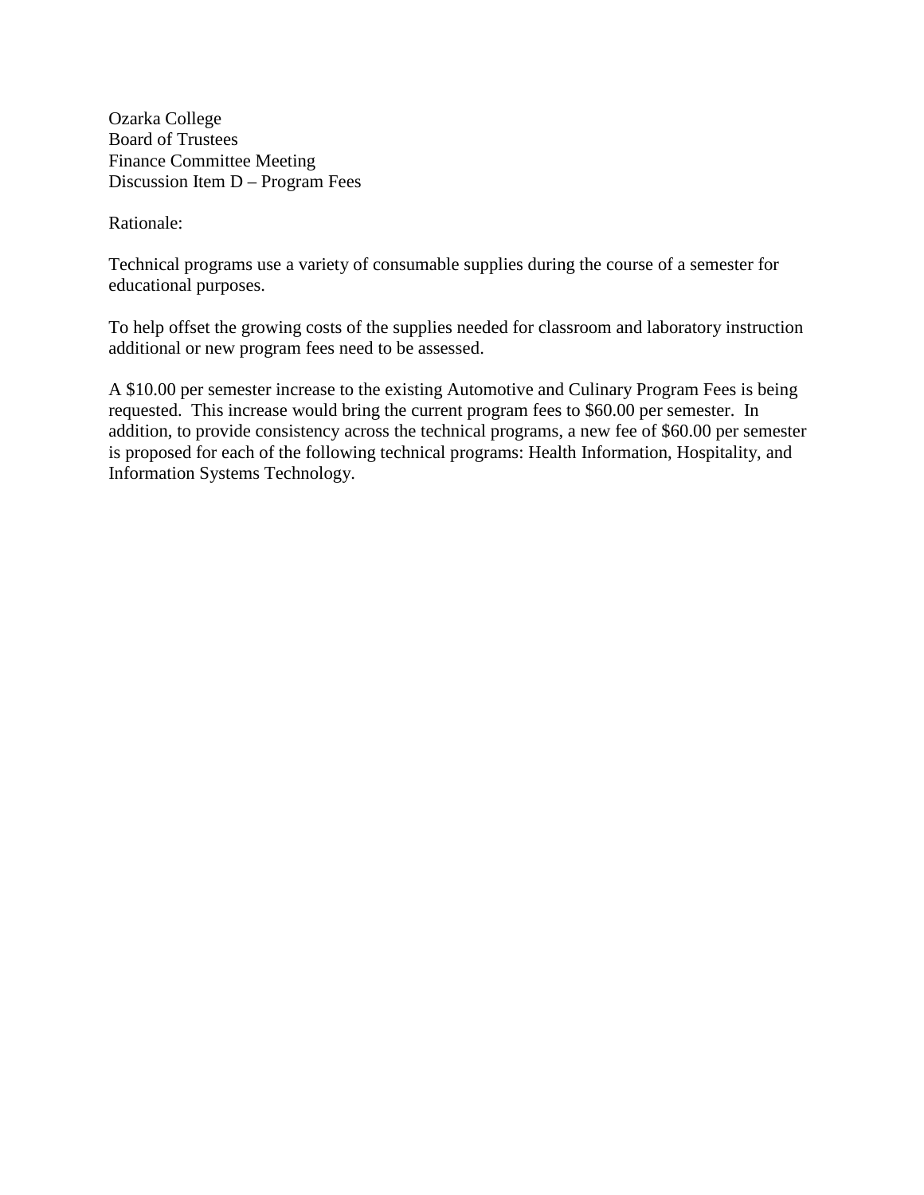Ozarka College
Board of Trustees
Finance Committee Meeting
Discussion Item D – Program Fees

Rationale:

Technical programs use a variety of consumable supplies during the course of a semester for educational purposes.

To help offset the growing costs of the supplies needed for classroom and laboratory instruction additional or new program fees need to be assessed.

A $10.00 per semester increase to the existing Automotive and Culinary Program Fees is being requested. This increase would bring the current program fees to $60.00 per semester. In addition, to provide consistency across the technical programs, a new fee of $60.00 per semester is proposed for each of the following technical programs: Health Information, Hospitality, and Information Systems Technology.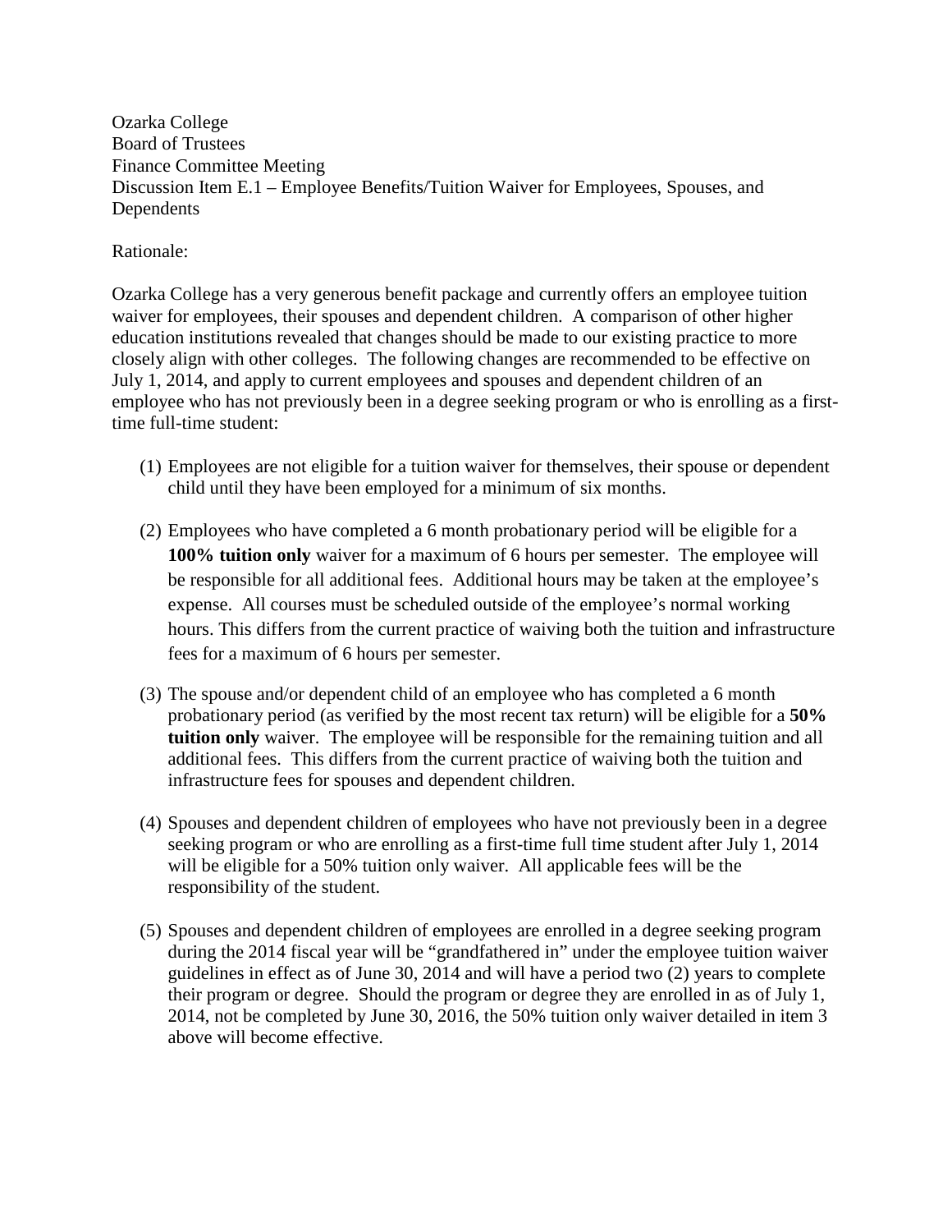Ozarka College
Board of Trustees
Finance Committee Meeting
Discussion Item E.1 – Employee Benefits/Tuition Waiver for Employees, Spouses, and Dependents

Rationale:

Ozarka College has a very generous benefit package and currently offers an employee tuition waiver for employees, their spouses and dependent children. A comparison of other higher education institutions revealed that changes should be made to our existing practice to more closely align with other colleges. The following changes are recommended to be effective on July 1, 2014, and apply to current employees and spouses and dependent children of an employee who has not previously been in a degree seeking program or who is enrolling as a first-time full-time student:

(1) Employees are not eligible for a tuition waiver for themselves, their spouse or dependent child until they have been employed for a minimum of six months.

(2) Employees who have completed a 6 month probationary period will be eligible for a **100% tuition only** waiver for a maximum of 6 hours per semester. The employee will be responsible for all additional fees. Additional hours may be taken at the employee's expense. All courses must be scheduled outside of the employee's normal working hours. This differs from the current practice of waiving both the tuition and infrastructure fees for a maximum of 6 hours per semester.

(3) The spouse and/or dependent child of an employee who has completed a 6 month probationary period (as verified by the most recent tax return) will be eligible for a **50% tuition only** waiver. The employee will be responsible for the remaining tuition and all additional fees. This differs from the current practice of waiving both the tuition and infrastructure fees for spouses and dependent children.

(4) Spouses and dependent children of employees who have not previously been in a degree seeking program or who are enrolling as a first-time full time student after July 1, 2014 will be eligible for a 50% tuition only waiver. All applicable fees will be the responsibility of the student.

(5) Spouses and dependent children of employees are enrolled in a degree seeking program during the 2014 fiscal year will be "grandfathered in" under the employee tuition waiver guidelines in effect as of June 30, 2014 and will have a period two (2) years to complete their program or degree. Should the program or degree they are enrolled in as of July 1, 2014, not be completed by June 30, 2016, the 50% tuition only waiver detailed in item 3 above will become effective.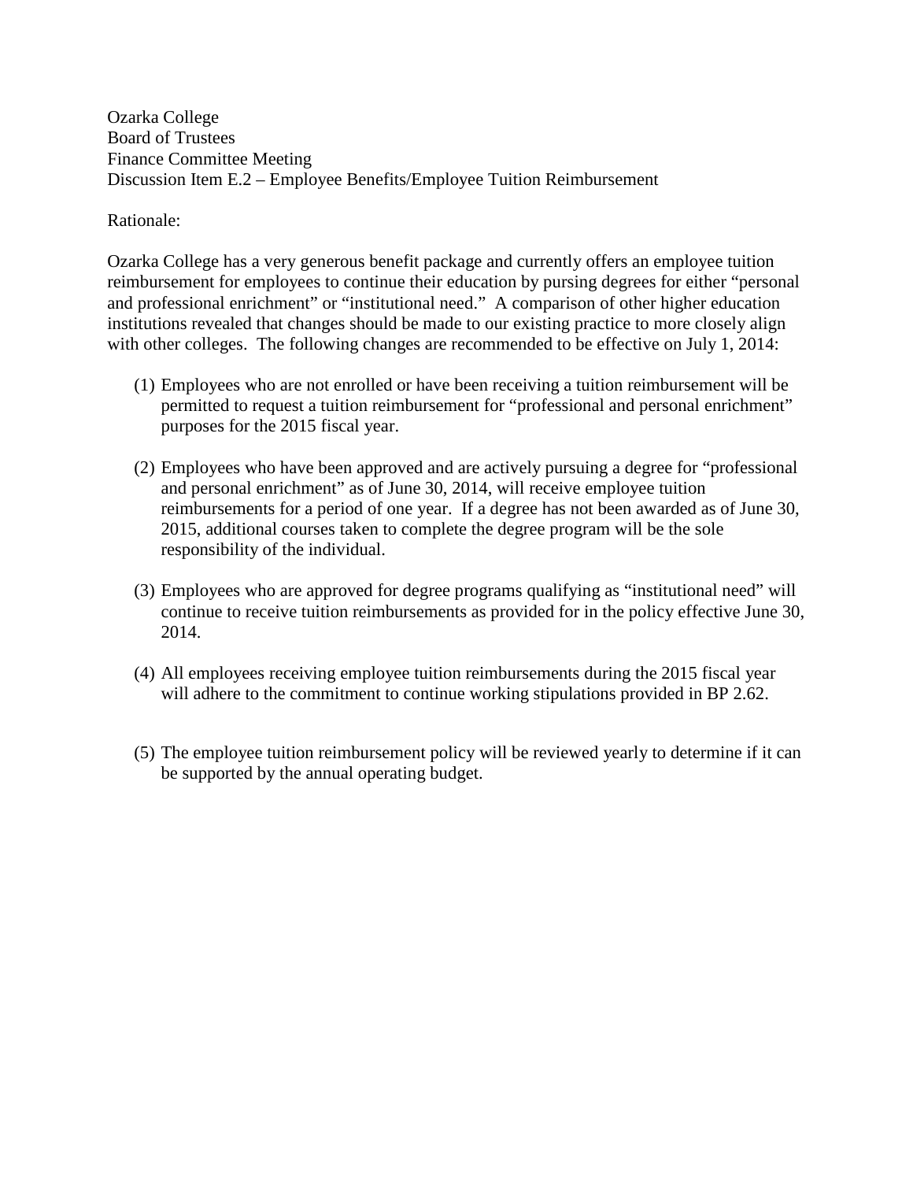Ozarka College
Board of Trustees
Finance Committee Meeting
Discussion Item E.2 – Employee Benefits/Employee Tuition Reimbursement

Rationale:

Ozarka College has a very generous benefit package and currently offers an employee tuition reimbursement for employees to continue their education by pursing degrees for either "personal and professional enrichment" or "institutional need." A comparison of other higher education institutions revealed that changes should be made to our existing practice to more closely align with other colleges. The following changes are recommended to be effective on July 1, 2014:

(1) Employees who are not enrolled or have been receiving a tuition reimbursement will be permitted to request a tuition reimbursement for "professional and personal enrichment" purposes for the 2015 fiscal year.

(2) Employees who have been approved and are actively pursuing a degree for "professional and personal enrichment" as of June 30, 2014, will receive employee tuition reimbursements for a period of one year. If a degree has not been awarded as of June 30, 2015, additional courses taken to complete the degree program will be the sole responsibility of the individual.

(3) Employees who are approved for degree programs qualifying as "institutional need" will continue to receive tuition reimbursements as provided for in the policy effective June 30, 2014.

(4) All employees receiving employee tuition reimbursements during the 2015 fiscal year will adhere to the commitment to continue working stipulations provided in BP 2.62.

(5) The employee tuition reimbursement policy will be reviewed yearly to determine if it can be supported by the annual operating budget.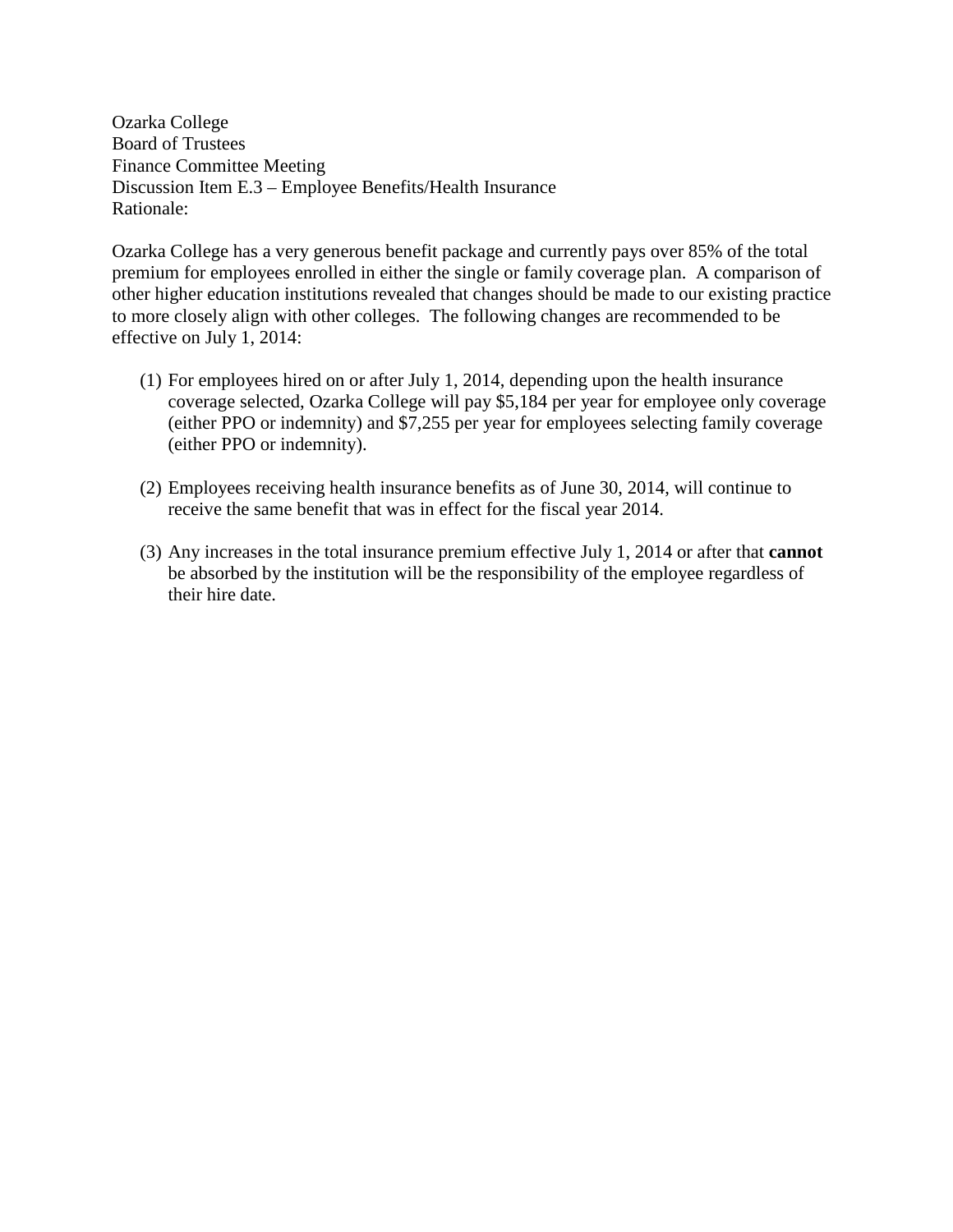Ozarka College
Board of Trustees
Finance Committee Meeting
Discussion Item E.3 – Employee Benefits/Health Insurance
Rationale:

Ozarka College has a very generous benefit package and currently pays over 85% of the total premium for employees enrolled in either the single or family coverage plan. A comparison of other higher education institutions revealed that changes should be made to our existing practice to more closely align with other colleges. The following changes are recommended to be effective on July 1, 2014:

(1) For employees hired on or after July 1, 2014, depending upon the health insurance coverage selected, Ozarka College will pay $5,184 per year for employee only coverage (either PPO or indemnity) and $7,255 per year for employees selecting family coverage (either PPO or indemnity).

(2) Employees receiving health insurance benefits as of June 30, 2014, will continue to receive the same benefit that was in effect for the fiscal year 2014.

(3) Any increases in the total insurance premium effective July 1, 2014 or after that **cannot** be absorbed by the institution will be the responsibility of the employee regardless of their hire date.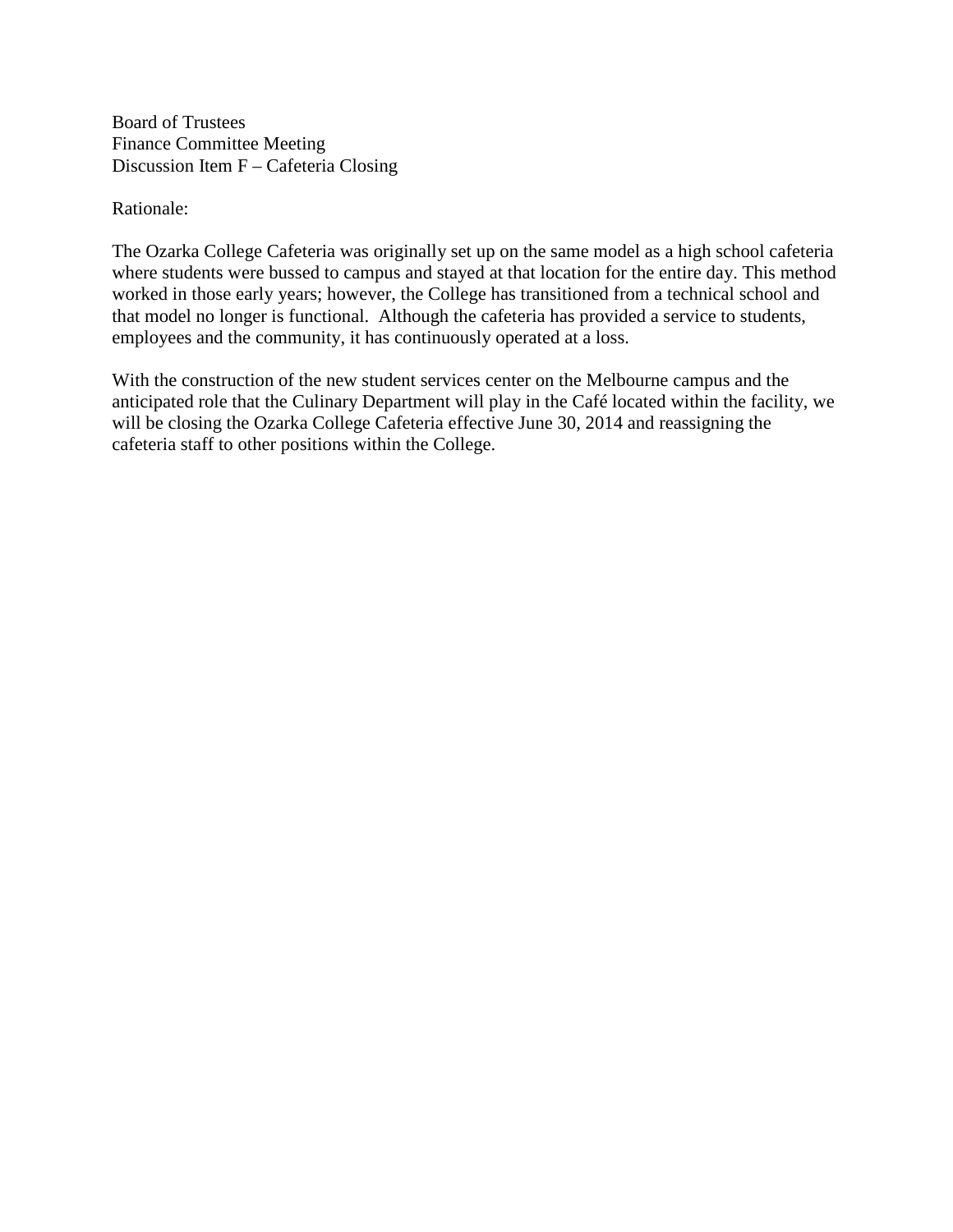Board of Trustees
Finance Committee Meeting
Discussion Item F – Cafeteria Closing

Rationale:

The Ozarka College Cafeteria was originally set up on the same model as a high school cafeteria where students were bussed to campus and stayed at that location for the entire day. This method worked in those early years; however, the College has transitioned from a technical school and that model no longer is functional. Although the cafeteria has provided a service to students, employees and the community, it has continuously operated at a loss.

With the construction of the new student services center on the Melbourne campus and the anticipated role that the Culinary Department will play in the Café located within the facility, we will be closing the Ozarka College Cafeteria effective June 30, 2014 and reassigning the cafeteria staff to other positions within the College.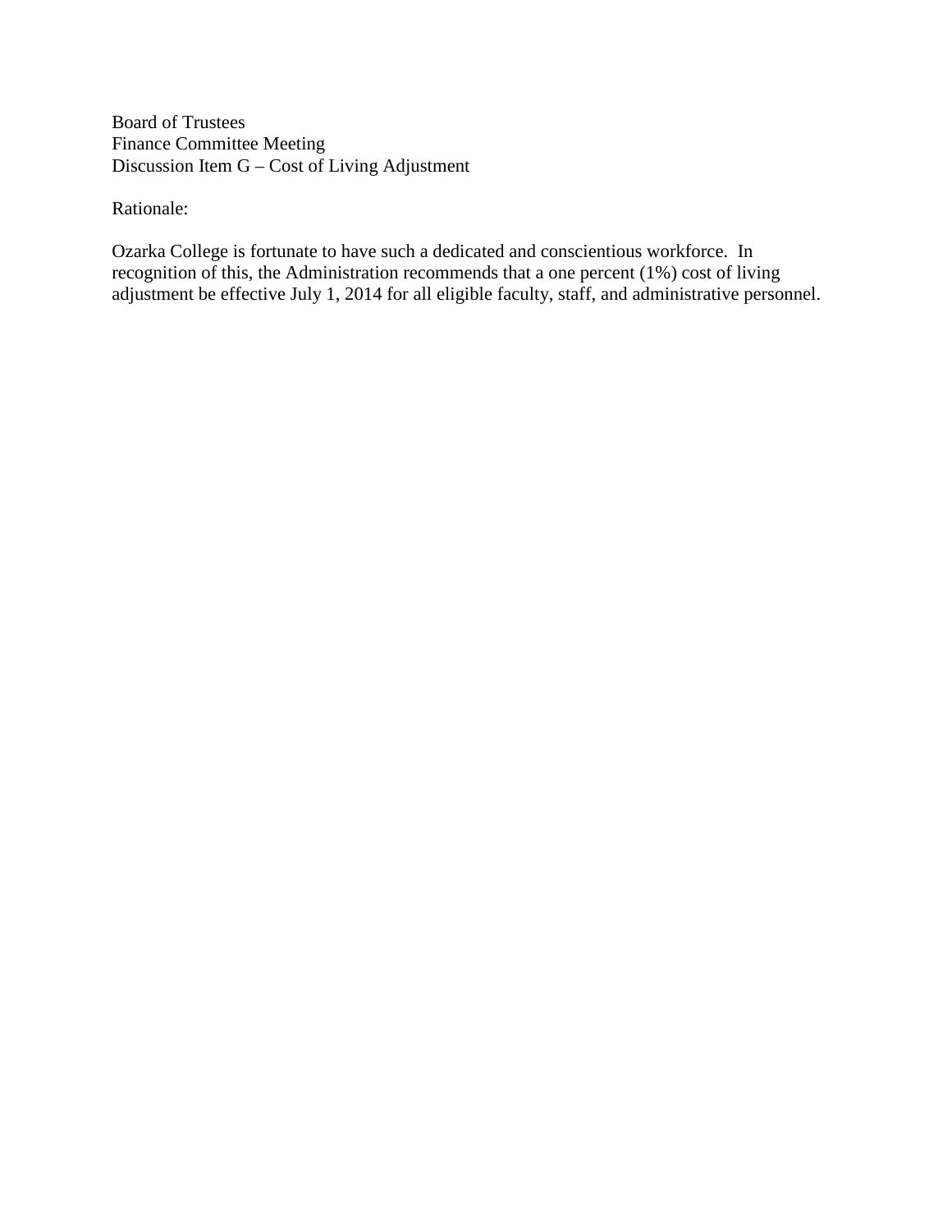Board of Trustees
Finance Committee Meeting
Discussion Item G – Cost of Living Adjustment

Rationale:

Ozarka College is fortunate to have such a dedicated and conscientious workforce. In recognition of this, the Administration recommends that a one percent (1%) cost of living adjustment be effective July 1, 2014 for all eligible faculty, staff, and administrative personnel.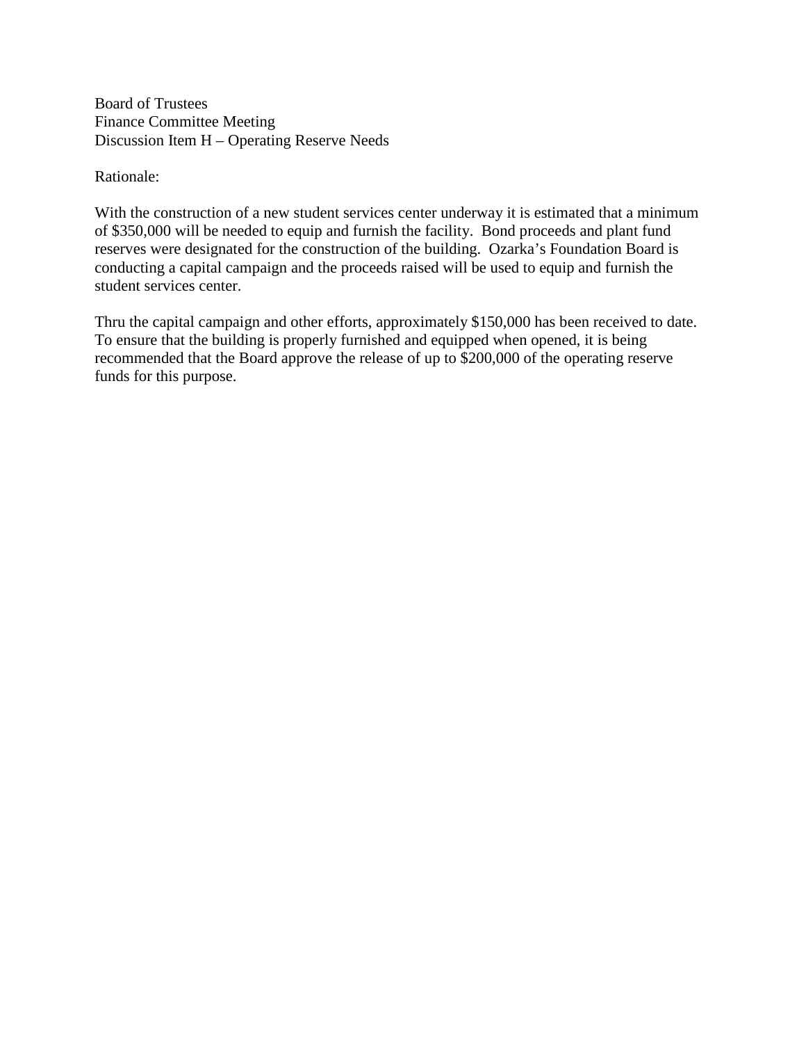Board of Trustees
Finance Committee Meeting
Discussion Item H – Operating Reserve Needs

Rationale:

With the construction of a new student services center underway it is estimated that a minimum of $350,000 will be needed to equip and furnish the facility. Bond proceeds and plant fund reserves were designated for the construction of the building. Ozarka's Foundation Board is conducting a capital campaign and the proceeds raised will be used to equip and furnish the student services center.

Thru the capital campaign and other efforts, approximately $150,000 has been received to date. To ensure that the building is properly furnished and equipped when opened, it is being recommended that the Board approve the release of up to $200,000 of the operating reserve funds for this purpose.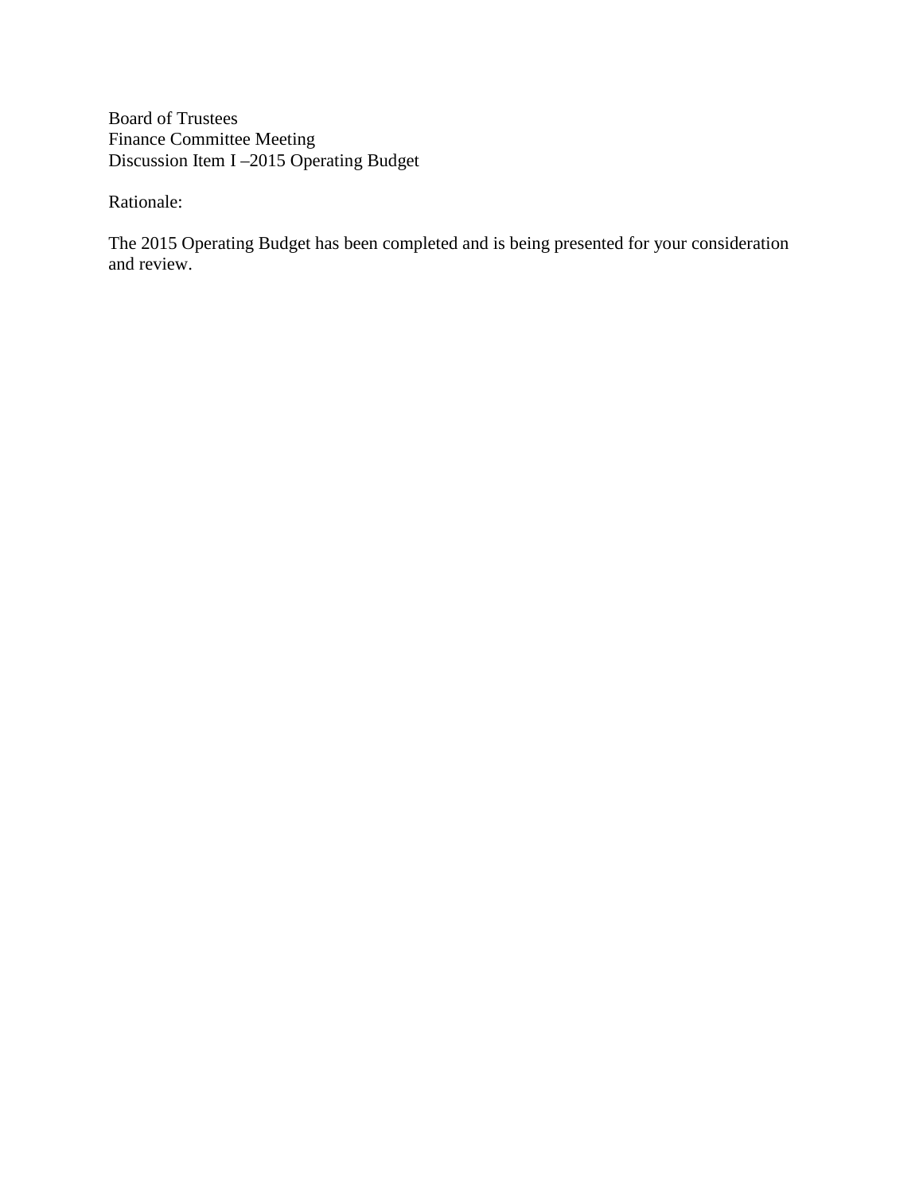Board of Trustees
Finance Committee Meeting
Discussion Item I –2015 Operating Budget

Rationale:

The 2015 Operating Budget has been completed and is being presented for your consideration and review.